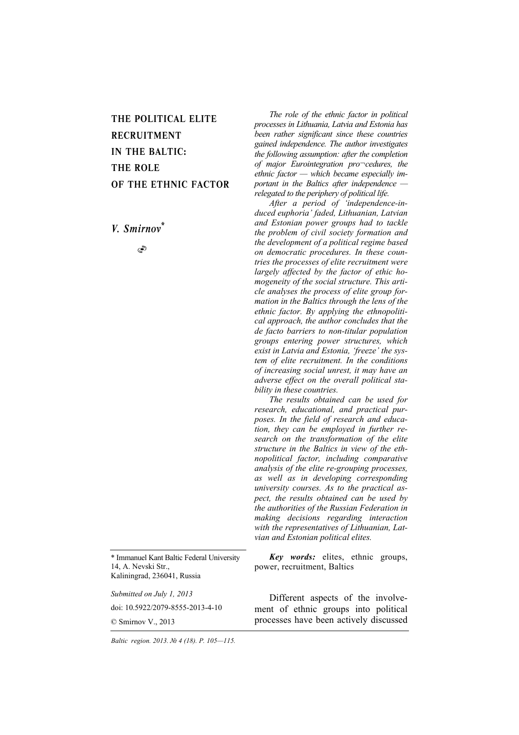# THE POLITICAL ELITE RECRUITMENT IN THE BALTIC: THE ROLE OF THE ETHNIC FACTOR

## *V. Smirnov**

*The role of the ethnic factor in political processes in Lithuania, Latvia and Estonia has been rather significant since these countries gained independence. The author investigates the following assumption: after the completion of major Eurointegration pro¬cedures, the ethnic factor — which became especially important in the Baltics after independence — relegated to the periphery of political life.*

*After a period of 'independence-induced euphoria' faded, Lithuanian, Latvian and Estonian power groups had to tackle the problem of civil society formation and the development of a political regime based on democratic procedures. In these countries the processes of elite recruitment were largely affected by the factor of ethic homogeneity of the social structure. This article analyses the process of elite group formation in the Baltics through the lens of the ethnic factor. By applying the ethnopolitical approach, the author concludes that the de facto barriers to non-titular population groups entering power structures, which exist in Latvia and Estonia, 'freeze' the system of elite recruitment. In the conditions of increasing social unrest, it may have an adverse effect on the overall political stability in these countries.*

*The results obtained can be used for research, educational, and practical purposes. In the field of research and education, they can be employed in further research on the transformation of the elite structure in the Baltics in view of the ethnopolitical factor, including comparative analysis of the elite re-grouping processes, as well as in developing corresponding university courses. As to the practical aspect, the results obtained can be used by the authorities of the Russian Federation in making decisions regarding interaction with the representatives of Lithuanian, Latvian and Estonian political elites.*

***Key words:*** elites, ethnic groups, power, recruitment, Baltics

Different aspects of the involvement of ethnic groups into political processes have been actively discussed

---

\* Immanuel Kant Baltic Federal University
14, A. Nevski Str.,
Kaliningrad, 236041, Russia

*Submitted on July 1, 2013*

doi: 10.5922/2079-8555-2013-4-10

© Smirnov V., 2013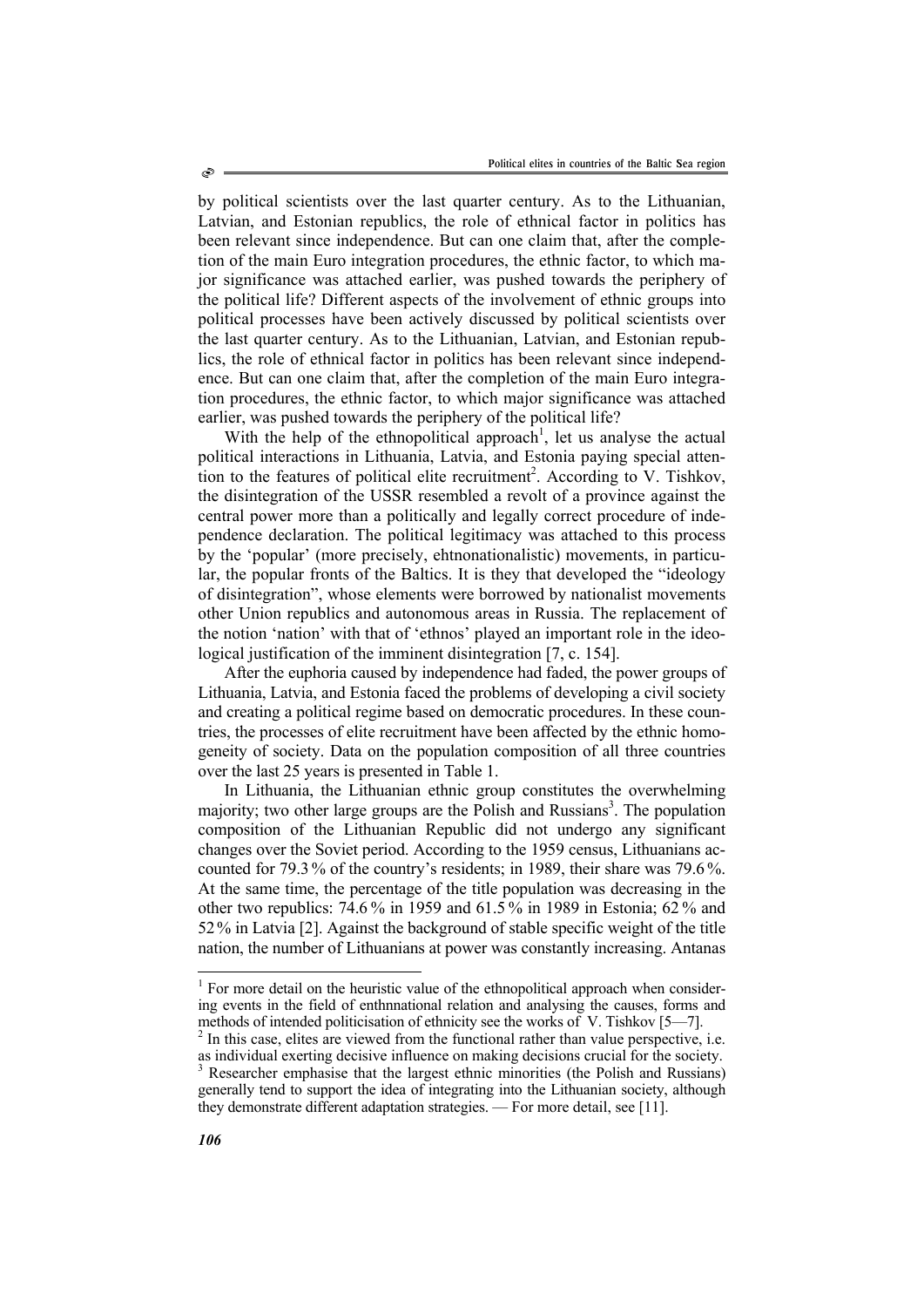by political scientists over the last quarter century. As to the Lithuanian, Latvian, and Estonian republics, the role of ethnical factor in politics has been relevant since independence. But can one claim that, after the completion of the main Euro integration procedures, the ethnic factor, to which major significance was attached earlier, was pushed towards the periphery of the political life? Different aspects of the involvement of ethnic groups into political processes have been actively discussed by political scientists over the last quarter century. As to the Lithuanian, Latvian, and Estonian republics, the role of ethnical factor in politics has been relevant since independence. But can one claim that, after the completion of the main Euro integration procedures, the ethnic factor, to which major significance was attached earlier, was pushed towards the periphery of the political life?

With the help of the ethnopolitical approach[1], let us analyse the actual political interactions in Lithuania, Latvia, and Estonia paying special attention to the features of political elite recruitment[2]. According to V. Tishkov, the disintegration of the USSR resembled a revolt of a province against the central power more than a politically and legally correct procedure of independence declaration. The political legitimacy was attached to this process by the 'popular' (more precisely, ehtnonationalistic) movements, in particular, the popular fronts of the Baltics. It is they that developed the "ideology of disintegration", whose elements were borrowed by nationalist movements other Union republics and autonomous areas in Russia. The replacement of the notion 'nation' with that of 'ethnos' played an important role in the ideological justification of the imminent disintegration [7, c. 154].

After the euphoria caused by independence had faded, the power groups of Lithuania, Latvia, and Estonia faced the problems of developing a civil society and creating a political regime based on democratic procedures. In these countries, the processes of elite recruitment have been affected by the ethnic homogeneity of society. Data on the population composition of all three countries over the last 25 years is presented in Table 1.

In Lithuania, the Lithuanian ethnic group constitutes the overwhelming majority; two other large groups are the Polish and Russians[3]. The population composition of the Lithuanian Republic did not undergo any significant changes over the Soviet period. According to the 1959 census, Lithuanians accounted for 79.3 % of the country's residents; in 1989, their share was 79.6 %. At the same time, the percentage of the title population was decreasing in the other two republics: 74.6 % in 1959 and 61.5 % in 1989 in Estonia; 62 % and 52 % in Latvia [2]. Against the background of stable specific weight of the title nation, the number of Lithuanians at power was constantly increasing. Antanas

---

[1] For more detail on the heuristic value of the ethnopolitical approach when considering events in the field of enthnational relation and analysing the causes, forms and methods of intended politicisation of ethnicity see the works of V. Tishkov [5—7].

[2] In this case, elites are viewed from the functional rather than value perspective, i.e. as individual exerting decisive influence on making decisions crucial for the society.

[3] Researcher emphasise that the largest ethnic minorities (the Polish and Russians) generally tend to support the idea of integrating into the Lithuanian society, although they demonstrate different adaptation strategies. — For more detail, see [11].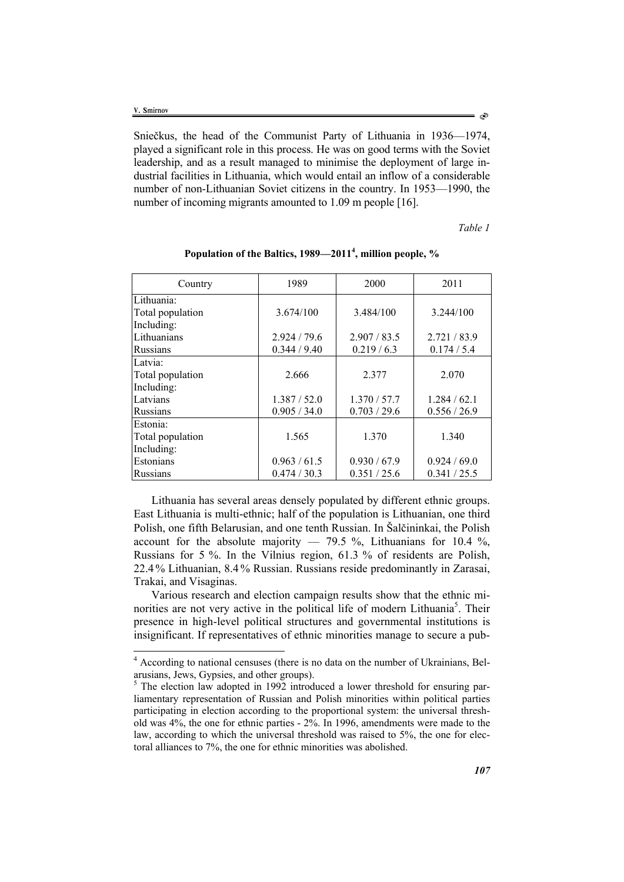Sniečkus, the head of the Communist Party of Lithuania in 1936—1974, played a significant role in this process. He was on good terms with the Soviet leadership, and as a result managed to minimise the deployment of large industrial facilities in Lithuania, which would entail an inflow of a considerable number of non-Lithuanian Soviet citizens in the country. In 1953—1990, the number of incoming migrants amounted to 1.09 m people [16].

*Table 1*

**Population of the Baltics, 1989—2011[4], million people, %**

| Country | 1989 | 2000 | 2011 |
|---|---|---|---|
| Lithuania: | | | |
| Total population | 3.674/100 | 3.484/100 | 3.244/100 |
| Including: | | | |
| Lithuanians | 2.924 / 79.6 | 2.907 / 83.5 | 2.721 / 83.9 |
| Russians | 0.344 / 9.40 | 0.219 / 6.3 | 0.174 / 5.4 |
| Latvia: | | | |
| Total population | 2.666 | 2.377 | 2.070 |
| Including: | | | |
| Latvians | 1.387 / 52.0 | 1.370 / 57.7 | 1.284 / 62.1 |
| Russians | 0.905 / 34.0 | 0.703 / 29.6 | 0.556 / 26.9 |
| Estonia: | | | |
| Total population | 1.565 | 1.370 | 1.340 |
| Including: | | | |
| Estonians | 0.963 / 61.5 | 0.930 / 67.9 | 0.924 / 69.0 |
| Russians | 0.474 / 30.3 | 0.351 / 25.6 | 0.341 / 25.5 |

Lithuania has several areas densely populated by different ethnic groups. East Lithuania is multi-ethnic; half of the population is Lithuanian, one third Polish, one fifth Belarusian, and one tenth Russian. In Šalčininkai, the Polish account for the absolute majority — 79.5 %, Lithuanians for 10.4 %, Russians for 5 %. In the Vilnius region, 61.3 % of residents are Polish, 22.4 % Lithuanian, 8.4 % Russian. Russians reside predominantly in Zarasai, Trakai, and Visaginas.

Various research and election campaign results show that the ethnic minorities are not very active in the political life of modern Lithuania[5]. Their presence in high-level political structures and governmental institutions is insignificant. If representatives of ethnic minorities manage to secure a pub-

---

[4] According to national censuses (there is no data on the number of Ukrainians, Belarusians, Jews, Gypsies, and other groups).

[5] The election law adopted in 1992 introduced a lower threshold for ensuring parliamentary representation of Russian and Polish minorities within political parties participating in election according to the proportional system: the universal threshold was 4%, the one for ethnic parties - 2%. In 1996, amendments were made to the law, according to which the universal threshold was raised to 5%, the one for electoral alliances to 7%, the one for ethnic minorities was abolished.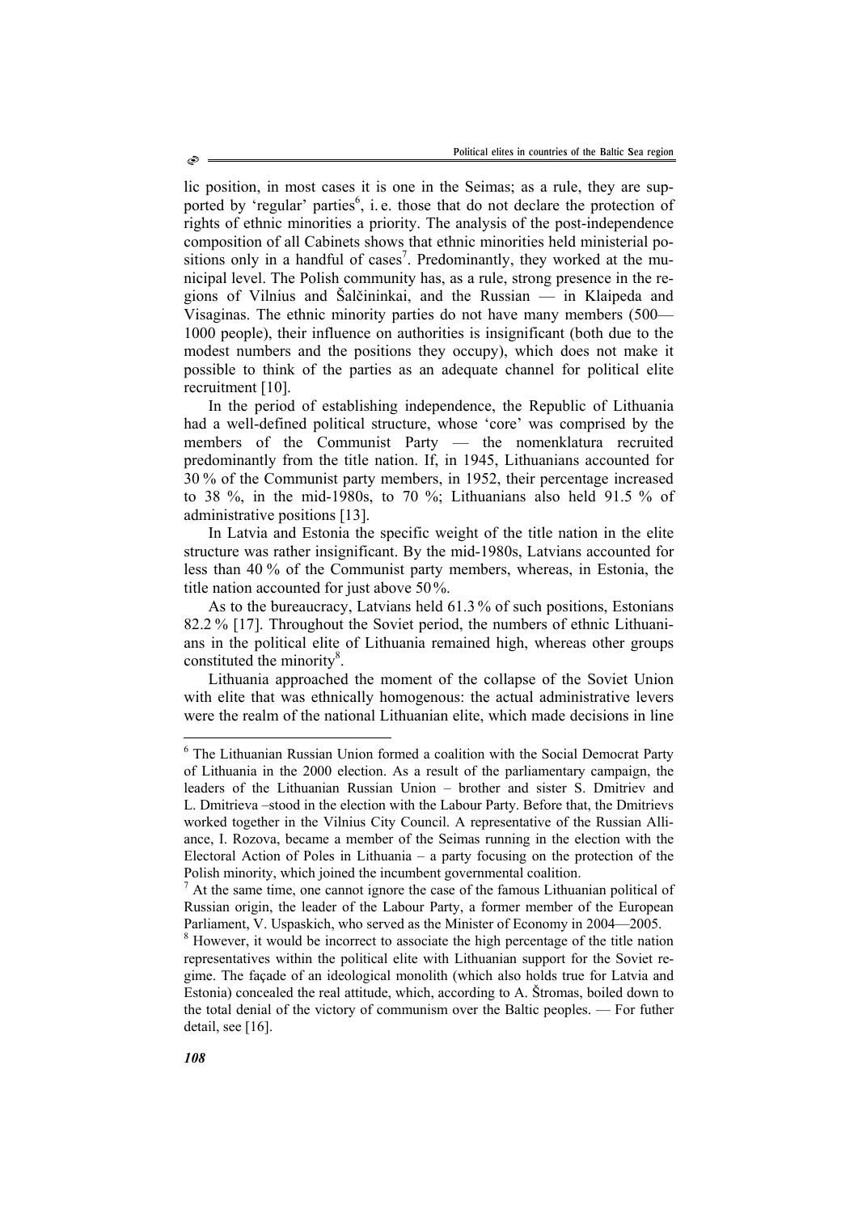lic position, in most cases it is one in the Seimas; as a rule, they are supported by 'regular' parties[6], i. e. those that do not declare the protection of rights of ethnic minorities a priority. The analysis of the post-independence composition of all Cabinets shows that ethnic minorities held ministerial positions only in a handful of cases[7]. Predominantly, they worked at the municipal level. The Polish community has, as a rule, strong presence in the regions of Vilnius and Šalčininkai, and the Russian — in Klaipeda and Visaginas. The ethnic minority parties do not have many members (500—1000 people), their influence on authorities is insignificant (both due to the modest numbers and the positions they occupy), which does not make it possible to think of the parties as an adequate channel for political elite recruitment [10].

In the period of establishing independence, the Republic of Lithuania had a well-defined political structure, whose 'core' was comprised by the members of the Communist Party — the nomenklatura recruited predominantly from the title nation. If, in 1945, Lithuanians accounted for 30 % of the Communist party members, in 1952, their percentage increased to 38 %, in the mid-1980s, to 70 %; Lithuanians also held 91.5 % of administrative positions [13].

In Latvia and Estonia the specific weight of the title nation in the elite structure was rather insignificant. By the mid-1980s, Latvians accounted for less than 40 % of the Communist party members, whereas, in Estonia, the title nation accounted for just above 50 %.

As to the bureaucracy, Latvians held 61.3 % of such positions, Estonians 82.2 % [17]. Throughout the Soviet period, the numbers of ethnic Lithuanians in the political elite of Lithuania remained high, whereas other groups constituted the minority[8].

Lithuania approached the moment of the collapse of the Soviet Union with elite that was ethnically homogenous: the actual administrative levers were the realm of the national Lithuanian elite, which made decisions in line

---

[6] The Lithuanian Russian Union formed a coalition with the Social Democrat Party of Lithuania in the 2000 election. As a result of the parliamentary campaign, the leaders of the Lithuanian Russian Union – brother and sister S. Dmitriev and L. Dmitrieva –stood in the election with the Labour Party. Before that, the Dmitrievs worked together in the Vilnius City Council. A representative of the Russian Alliance, I. Rozova, became a member of the Seimas running in the election with the Electoral Action of Poles in Lithuania – a party focusing on the protection of the Polish minority, which joined the incumbent governmental coalition.

[7] At the same time, one cannot ignore the case of the famous Lithuanian political of Russian origin, the leader of the Labour Party, a former member of the European Parliament, V. Uspaskich, who served as the Minister of Economy in 2004—2005.

[8] However, it would be incorrect to associate the high percentage of the title nation representatives within the political elite with Lithuanian support for the Soviet regime. The façade of an ideological monolith (which also holds true for Latvia and Estonia) concealed the real attitude, which, according to A. Štromas, boiled down to the total denial of the victory of communism over the Baltic peoples. — For futher detail, see [16].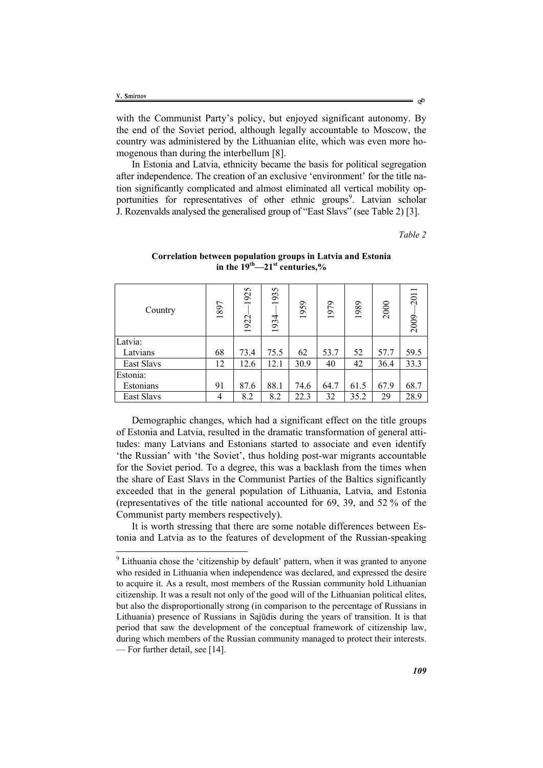with the Communist Party's policy, but enjoyed significant autonomy. By the end of the Soviet period, although legally accountable to Moscow, the country was administered by the Lithuanian elite, which was even more homogenous than during the interbellum [8].

In Estonia and Latvia, ethnicity became the basis for political segregation after independence. The creation of an exclusive 'environment' for the title nation significantly complicated and almost eliminated all vertical mobility opportunities for representatives of other ethnic groups[9]. Latvian scholar J. Rozenvalds analysed the generalised group of "East Slavs" (see Table 2) [3].

*Table 2*

**Correlation between population groups in Latvia and Estonia in the 19th—21st centuries,%**

| Country | 1897 | 1922—1925 | 1934—1935 | 1959 | 1979 | 1989 | 2000 | 2009—2011 |
|---|---|---|---|---|---|---|---|---|
| Latvia: | | | | | | | | |
| Latvians | 68 | 73.4 | 75.5 | 62 | 53.7 | 52 | 57.7 | 59.5 |
| East Slavs | 12 | 12.6 | 12.1 | 30.9 | 40 | 42 | 36.4 | 33.3 |
| Estonia: | | | | | | | | |
| Estonians | 91 | 87.6 | 88.1 | 74.6 | 64.7 | 61.5 | 67.9 | 68.7 |
| East Slavs | 4 | 8.2 | 8.2 | 22.3 | 32 | 35.2 | 29 | 28.9 |

Demographic changes, which had a significant effect on the title groups of Estonia and Latvia, resulted in the dramatic transformation of general attitudes: many Latvians and Estonians started to associate and even identify 'the Russian' with 'the Soviet', thus holding post-war migrants accountable for the Soviet period. To a degree, this was a backlash from the times when the share of East Slavs in the Communist Parties of the Baltics significantly exceeded that in the general population of Lithuania, Latvia, and Estonia (representatives of the title national accounted for 69, 39, and 52 % of the Communist party members respectively).

It is worth stressing that there are some notable differences between Estonia and Latvia as to the features of development of the Russian-speaking

---

[9] Lithuania chose the 'citizenship by default' pattern, when it was granted to anyone who resided in Lithuania when independence was declared, and expressed the desire to acquire it. As a result, most members of the Russian community hold Lithuanian citizenship. It was a result not only of the good will of the Lithuanian political elites, but also the disproportionally strong (in comparison to the percentage of Russians in Lithuania) presence of Russians in Sąjūdis during the years of transition. It is that period that saw the development of the conceptual framework of citizenship law, during which members of the Russian community managed to protect their interests. — For further detail, see [14].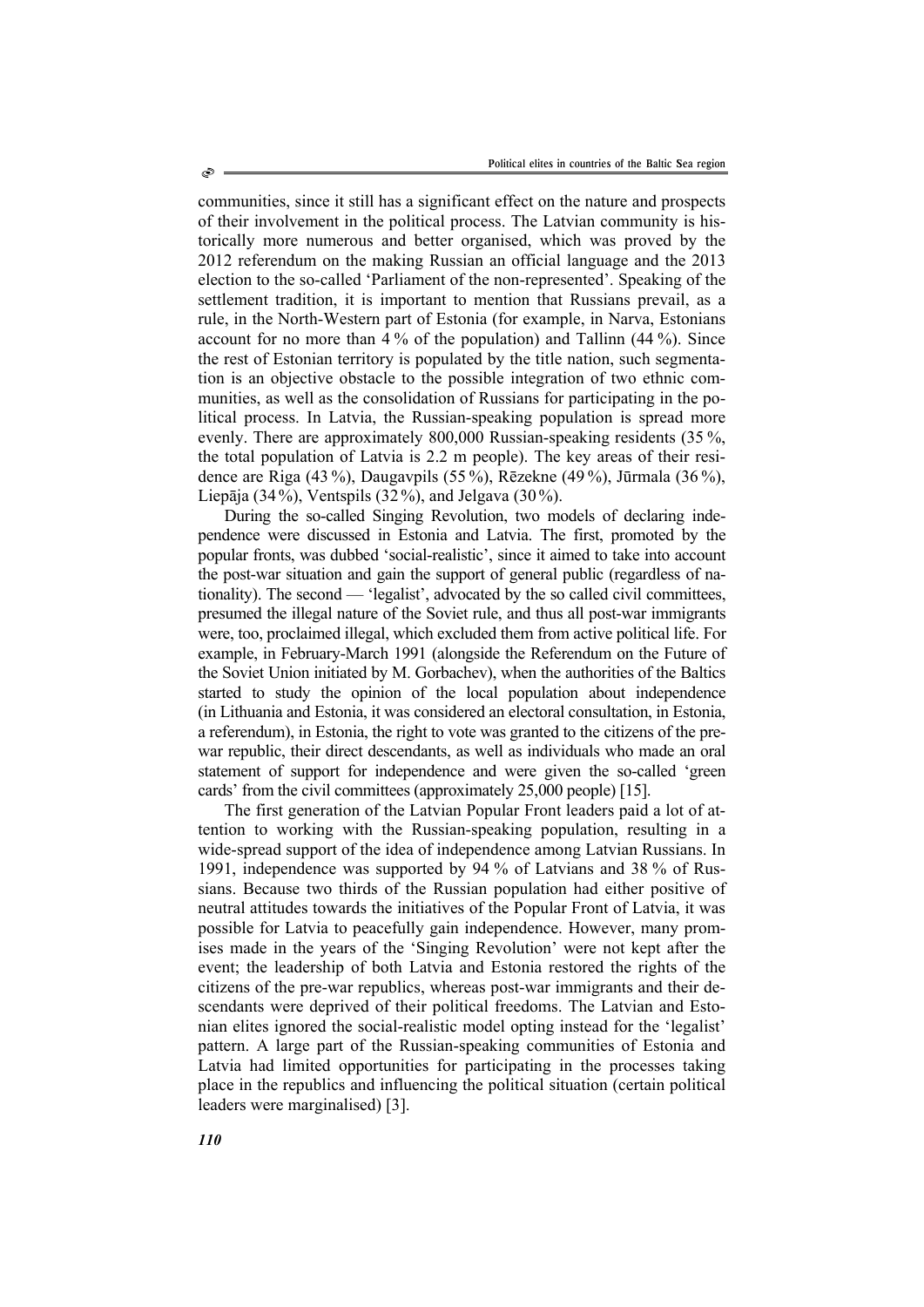communities, since it still has a significant effect on the nature and prospects of their involvement in the political process. The Latvian community is historically more numerous and better organised, which was proved by the 2012 referendum on the making Russian an official language and the 2013 election to the so-called 'Parliament of the non-represented'. Speaking of the settlement tradition, it is important to mention that Russians prevail, as a rule, in the North-Western part of Estonia (for example, in Narva, Estonians account for no more than 4 % of the population) and Tallinn (44 %). Since the rest of Estonian territory is populated by the title nation, such segmentation is an objective obstacle to the possible integration of two ethnic communities, as well as the consolidation of Russians for participating in the political process. In Latvia, the Russian-speaking population is spread more evenly. There are approximately 800,000 Russian-speaking residents (35 %, the total population of Latvia is 2.2 m people). The key areas of their residence are Riga (43 %), Daugavpils (55 %), Rēzekne (49 %), Jūrmala (36 %), Liepāja (34 %), Ventspils (32 %), and Jelgava (30 %).

During the so-called Singing Revolution, two models of declaring independence were discussed in Estonia and Latvia. The first, promoted by the popular fronts, was dubbed 'social-realistic', since it aimed to take into account the post-war situation and gain the support of general public (regardless of nationality). The second — 'legalist', advocated by the so called civil committees, presumed the illegal nature of the Soviet rule, and thus all post-war immigrants were, too, proclaimed illegal, which excluded them from active political life. For example, in February-March 1991 (alongside the Referendum on the Future of the Soviet Union initiated by M. Gorbachev), when the authorities of the Baltics started to study the opinion of the local population about independence (in Lithuania and Estonia, it was considered an electoral consultation, in Estonia, a referendum), in Estonia, the right to vote was granted to the citizens of the pre-war republic, their direct descendants, as well as individuals who made an oral statement of support for independence and were given the so-called 'green cards' from the civil committees (approximately 25,000 people) [15].

The first generation of the Latvian Popular Front leaders paid a lot of attention to working with the Russian-speaking population, resulting in a wide-spread support of the idea of independence among Latvian Russians. In 1991, independence was supported by 94 % of Latvians and 38 % of Russians. Because two thirds of the Russian population had either positive of neutral attitudes towards the initiatives of the Popular Front of Latvia, it was possible for Latvia to peacefully gain independence. However, many promises made in the years of the 'Singing Revolution' were not kept after the event; the leadership of both Latvia and Estonia restored the rights of the citizens of the pre-war republics, whereas post-war immigrants and their descendants were deprived of their political freedoms. The Latvian and Estonian elites ignored the social-realistic model opting instead for the 'legalist' pattern. A large part of the Russian-speaking communities of Estonia and Latvia had limited opportunities for participating in the processes taking place in the republics and influencing the political situation (certain political leaders were marginalised) [3].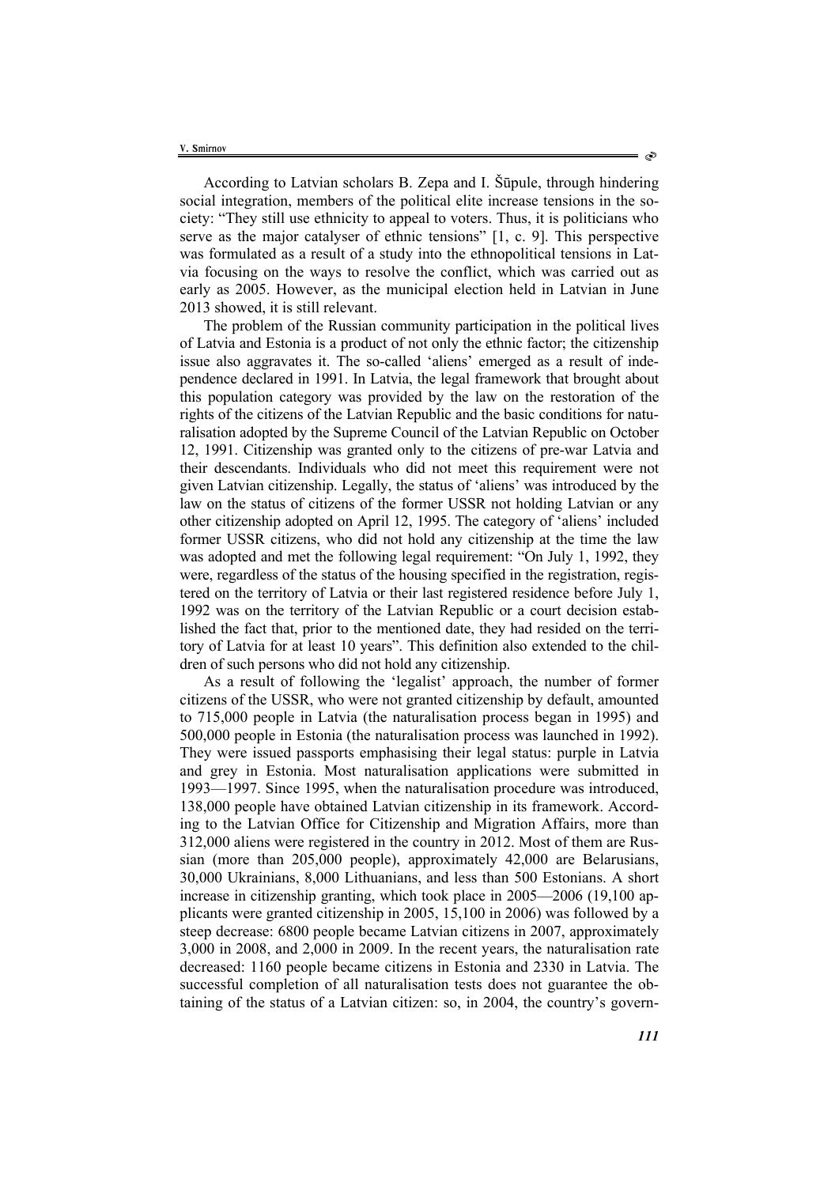According to Latvian scholars B. Zepa and I. Šūpule, through hindering social integration, members of the political elite increase tensions in the society: "They still use ethnicity to appeal to voters. Thus, it is politicians who serve as the major catalyser of ethnic tensions" [1, c. 9]. This perspective was formulated as a result of a study into the ethnopolitical tensions in Latvia focusing on the ways to resolve the conflict, which was carried out as early as 2005. However, as the municipal election held in Latvian in June 2013 showed, it is still relevant.

The problem of the Russian community participation in the political lives of Latvia and Estonia is a product of not only the ethnic factor; the citizenship issue also aggravates it. The so-called 'aliens' emerged as a result of independence declared in 1991. In Latvia, the legal framework that brought about this population category was provided by the law on the restoration of the rights of the citizens of the Latvian Republic and the basic conditions for naturalisation adopted by the Supreme Council of the Latvian Republic on October 12, 1991. Citizenship was granted only to the citizens of pre-war Latvia and their descendants. Individuals who did not meet this requirement were not given Latvian citizenship. Legally, the status of 'aliens' was introduced by the law on the status of citizens of the former USSR not holding Latvian or any other citizenship adopted on April 12, 1995. The category of 'aliens' included former USSR citizens, who did not hold any citizenship at the time the law was adopted and met the following legal requirement: "On July 1, 1992, they were, regardless of the status of the housing specified in the registration, registered on the territory of Latvia or their last registered residence before July 1, 1992 was on the territory of the Latvian Republic or a court decision established the fact that, prior to the mentioned date, they had resided on the territory of Latvia for at least 10 years". This definition also extended to the children of such persons who did not hold any citizenship.

As a result of following the 'legalist' approach, the number of former citizens of the USSR, who were not granted citizenship by default, amounted to 715,000 people in Latvia (the naturalisation process began in 1995) and 500,000 people in Estonia (the naturalisation process was launched in 1992). They were issued passports emphasising their legal status: purple in Latvia and grey in Estonia. Most naturalisation applications were submitted in 1993—1997. Since 1995, when the naturalisation procedure was introduced, 138,000 people have obtained Latvian citizenship in its framework. According to the Latvian Office for Citizenship and Migration Affairs, more than 312,000 aliens were registered in the country in 2012. Most of them are Russian (more than 205,000 people), approximately 42,000 are Belarusians, 30,000 Ukrainians, 8,000 Lithuanians, and less than 500 Estonians. A short increase in citizenship granting, which took place in 2005—2006 (19,100 applicants were granted citizenship in 2005, 15,100 in 2006) was followed by a steep decrease: 6800 people became Latvian citizens in 2007, approximately 3,000 in 2008, and 2,000 in 2009. In the recent years, the naturalisation rate decreased: 1160 people became citizens in Estonia and 2330 in Latvia. The successful completion of all naturalisation tests does not guarantee the obtaining of the status of a Latvian citizen: so, in 2004, the country's govern-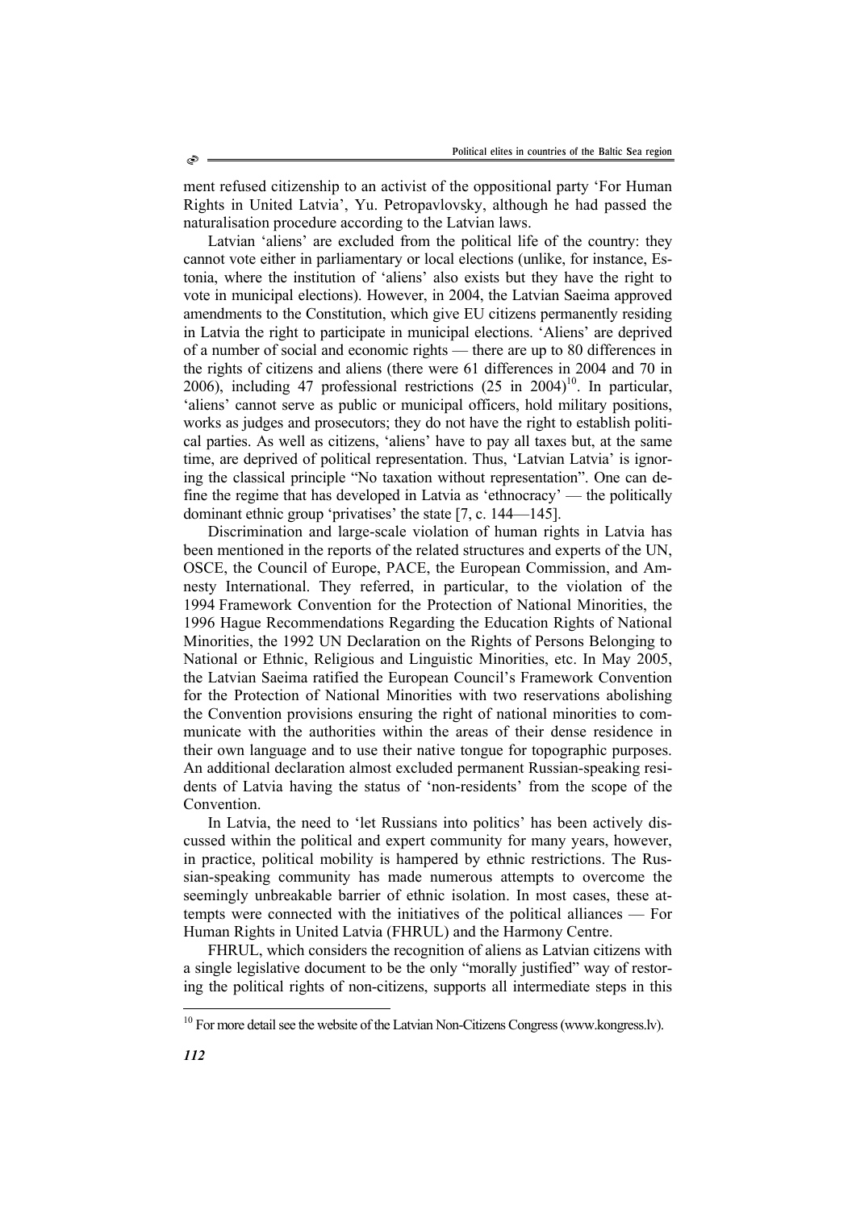ment refused citizenship to an activist of the oppositional party 'For Human Rights in United Latvia', Yu. Petropavlovsky, although he had passed the naturalisation procedure according to the Latvian laws.

Latvian 'aliens' are excluded from the political life of the country: they cannot vote either in parliamentary or local elections (unlike, for instance, Estonia, where the institution of 'aliens' also exists but they have the right to vote in municipal elections). However, in 2004, the Latvian Saeima approved amendments to the Constitution, which give EU citizens permanently residing in Latvia the right to participate in municipal elections. 'Aliens' are deprived of a number of social and economic rights — there are up to 80 differences in the rights of citizens and aliens (there were 61 differences in 2004 and 70 in 2006), including 47 professional restrictions (25 in 2004)[10]. In particular, 'aliens' cannot serve as public or municipal officers, hold military positions, works as judges and prosecutors; they do not have the right to establish political parties. As well as citizens, 'aliens' have to pay all taxes but, at the same time, are deprived of political representation. Thus, 'Latvian Latvia' is ignoring the classical principle "No taxation without representation". One can define the regime that has developed in Latvia as 'ethnocracy' — the politically dominant ethnic group 'privatises' the state [7, c. 144—145].

Discrimination and large-scale violation of human rights in Latvia has been mentioned in the reports of the related structures and experts of the UN, OSCE, the Council of Europe, PACE, the European Commission, and Amnesty International. They referred, in particular, to the violation of the 1994 Framework Convention for the Protection of National Minorities, the 1996 Hague Recommendations Regarding the Education Rights of National Minorities, the 1992 UN Declaration on the Rights of Persons Belonging to National or Ethnic, Religious and Linguistic Minorities, etc. In May 2005, the Latvian Saeima ratified the European Council's Framework Convention for the Protection of National Minorities with two reservations abolishing the Convention provisions ensuring the right of national minorities to communicate with the authorities within the areas of their dense residence in their own language and to use their native tongue for topographic purposes. An additional declaration almost excluded permanent Russian-speaking residents of Latvia having the status of 'non-residents' from the scope of the Convention.

In Latvia, the need to 'let Russians into politics' has been actively discussed within the political and expert community for many years, however, in practice, political mobility is hampered by ethnic restrictions. The Russian-speaking community has made numerous attempts to overcome the seemingly unbreakable barrier of ethnic isolation. In most cases, these attempts were connected with the initiatives of the political alliances — For Human Rights in United Latvia (FHRUL) and the Harmony Centre.

FHRUL, which considers the recognition of aliens as Latvian citizens with a single legislative document to be the only "morally justified" way of restoring the political rights of non-citizens, supports all intermediate steps in this

[10] For more detail see the website of the Latvian Non-Citizens Congress (www.kongress.lv).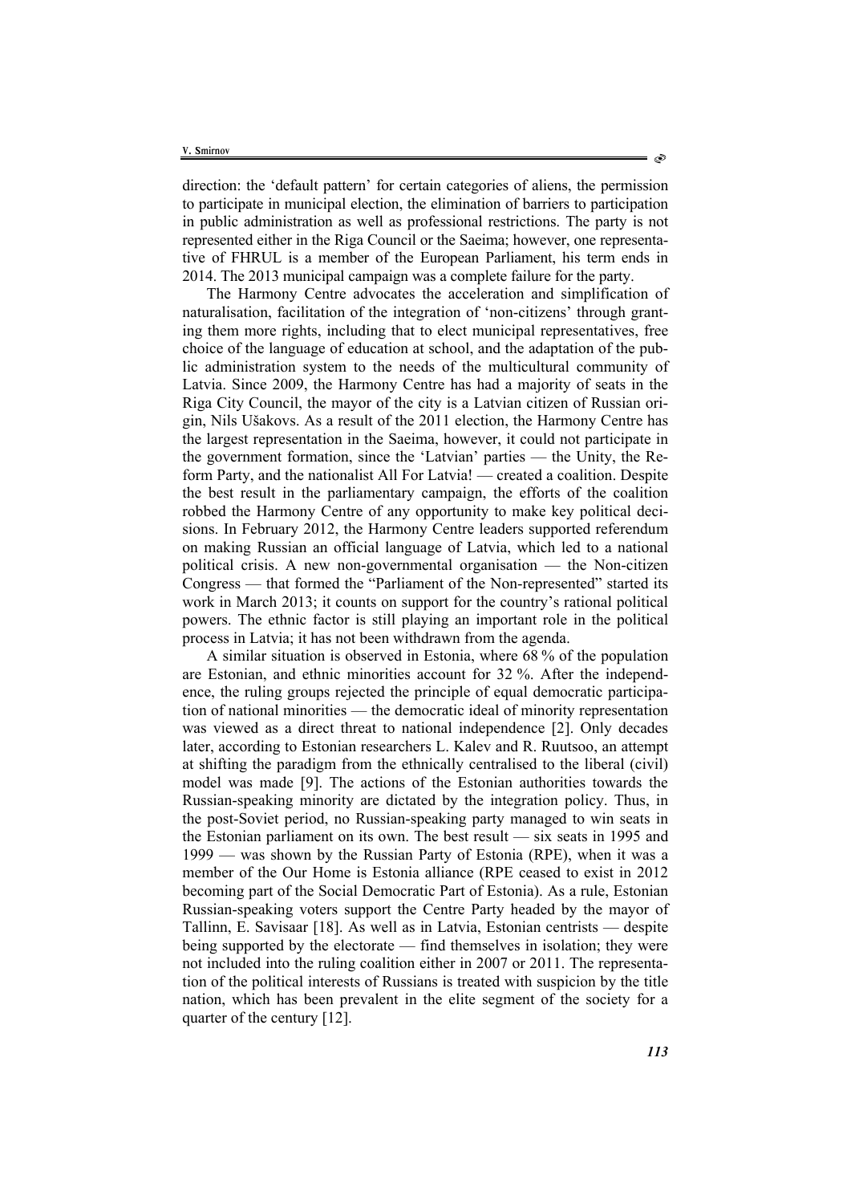direction: the 'default pattern' for certain categories of aliens, the permission to participate in municipal election, the elimination of barriers to participation in public administration as well as professional restrictions. The party is not represented either in the Riga Council or the Saeima; however, one representative of FHRUL is a member of the European Parliament, his term ends in 2014. The 2013 municipal campaign was a complete failure for the party.

The Harmony Centre advocates the acceleration and simplification of naturalisation, facilitation of the integration of 'non-citizens' through granting them more rights, including that to elect municipal representatives, free choice of the language of education at school, and the adaptation of the public administration system to the needs of the multicultural community of Latvia. Since 2009, the Harmony Centre has had a majority of seats in the Riga City Council, the mayor of the city is a Latvian citizen of Russian origin, Nils Ušakovs. As a result of the 2011 election, the Harmony Centre has the largest representation in the Saeima, however, it could not participate in the government formation, since the 'Latvian' parties — the Unity, the Reform Party, and the nationalist All For Latvia! — created a coalition. Despite the best result in the parliamentary campaign, the efforts of the coalition robbed the Harmony Centre of any opportunity to make key political decisions. In February 2012, the Harmony Centre leaders supported referendum on making Russian an official language of Latvia, which led to a national political crisis. A new non-governmental organisation — the Non-citizen Congress — that formed the "Parliament of the Non-represented" started its work in March 2013; it counts on support for the country's rational political powers. The ethnic factor is still playing an important role in the political process in Latvia; it has not been withdrawn from the agenda.

A similar situation is observed in Estonia, where 68 % of the population are Estonian, and ethnic minorities account for 32 %. After the independence, the ruling groups rejected the principle of equal democratic participation of national minorities — the democratic ideal of minority representation was viewed as a direct threat to national independence [2]. Only decades later, according to Estonian researchers L. Kalev and R. Ruutsoo, an attempt at shifting the paradigm from the ethnically centralised to the liberal (civil) model was made [9]. The actions of the Estonian authorities towards the Russian-speaking minority are dictated by the integration policy. Thus, in the post-Soviet period, no Russian-speaking party managed to win seats in the Estonian parliament on its own. The best result — six seats in 1995 and 1999 — was shown by the Russian Party of Estonia (RPE), when it was a member of the Our Home is Estonia alliance (RPE ceased to exist in 2012 becoming part of the Social Democratic Part of Estonia). As a rule, Estonian Russian-speaking voters support the Centre Party headed by the mayor of Tallinn, E. Savisaar [18]. As well as in Latvia, Estonian centrists — despite being supported by the electorate — find themselves in isolation; they were not included into the ruling coalition either in 2007 or 2011. The representation of the political interests of Russians is treated with suspicion by the title nation, which has been prevalent in the elite segment of the society for a quarter of the century [12].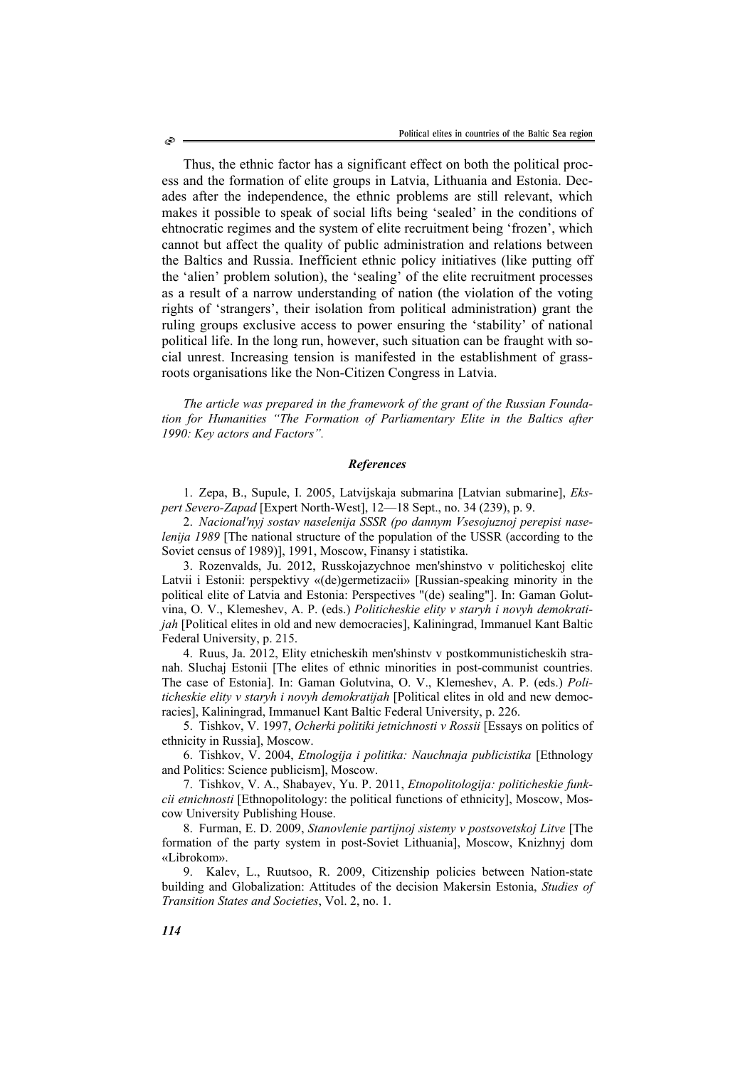Thus, the ethnic factor has a significant effect on both the political process and the formation of elite groups in Latvia, Lithuania and Estonia. Decades after the independence, the ethnic problems are still relevant, which makes it possible to speak of social lifts being 'sealed' in the conditions of ehtnocratic regimes and the system of elite recruitment being 'frozen', which cannot but affect the quality of public administration and relations between the Baltics and Russia. Inefficient ethnic policy initiatives (like putting off the 'alien' problem solution), the 'sealing' of the elite recruitment processes as a result of a narrow understanding of nation (the violation of the voting rights of 'strangers', their isolation from political administration) grant the ruling groups exclusive access to power ensuring the 'stability' of national political life. In the long run, however, such situation can be fraught with social unrest. Increasing tension is manifested in the establishment of grassroots organisations like the Non-Citizen Congress in Latvia.

*The article was prepared in the framework of the grant of the Russian Foundation for Humanities "The Formation of Parliamentary Elite in the Baltics after 1990: Key actors and Factors".*

### *References*

1. Zepa, B., Supule, I. 2005, Latvijskaja submarina [Latvian submarine], *Ekspert Severo-Zapad* [Expert North-West], 12—18 Sept., no. 34 (239), p. 9.

2. *Nacional'nyj sostav naselenija SSSR (po dannym Vsesojuznoj perepisi naselenija 1989* [The national structure of the population of the USSR (according to the Soviet census of 1989)], 1991, Moscow, Finansy i statistika.

3. Rozenvalds, Ju. 2012, Russkojazychnoe men'shinstvo v politicheskoj elite Latvii i Estonii: perspektivy «(de)germetizacii» [Russian-speaking minority in the political elite of Latvia and Estonia: Perspectives "(de) sealing"]. In: Gaman Golutvina, O. V., Klemeshev, A. P. (eds.) *Politicheskie elity v staryh i novyh demokratijah* [Political elites in old and new democracies], Kaliningrad, Immanuel Kant Baltic Federal University, p. 215.

4. Ruus, Ja. 2012, Elity etnicheskih men'shinstv v postkommunisticheskih stranah. Sluchaj Estonii [The elites of ethnic minorities in post-communist countries. The case of Estonia]. In: Gaman Golutvina, O. V., Klemeshev, A. P. (eds.) *Politicheskie elity v staryh i novyh demokratijah* [Political elites in old and new democracies], Kaliningrad, Immanuel Kant Baltic Federal University, p. 226.

5. Tishkov, V. 1997, *Ocherki politiki jetnichnosti v Rossii* [Essays on politics of ethnicity in Russia], Moscow.

6. Tishkov, V. 2004, *Etnologija i politika: Nauchnaja publicistika* [Ethnology and Politics: Science publicism], Moscow.

7. Tishkov, V. A., Shabayev, Yu. P. 2011, *Etnopolitologija: politicheskie funkcii etnichnosti* [Ethnopolitology: the political functions of ethnicity], Moscow, Moscow University Publishing House.

8. Furman, E. D. 2009, *Stanovlenie partijnoj sistemy v postsovetskoj Litve* [The formation of the party system in post-Soviet Lithuania], Moscow, Knizhnyj dom «Librokom».

9. Kalev, L., Ruutsoo, R. 2009, Citizenship policies between Nation-state building and Globalization: Attitudes of the decision Makersin Estonia, *Studies of Transition States and Societies*, Vol. 2, no. 1.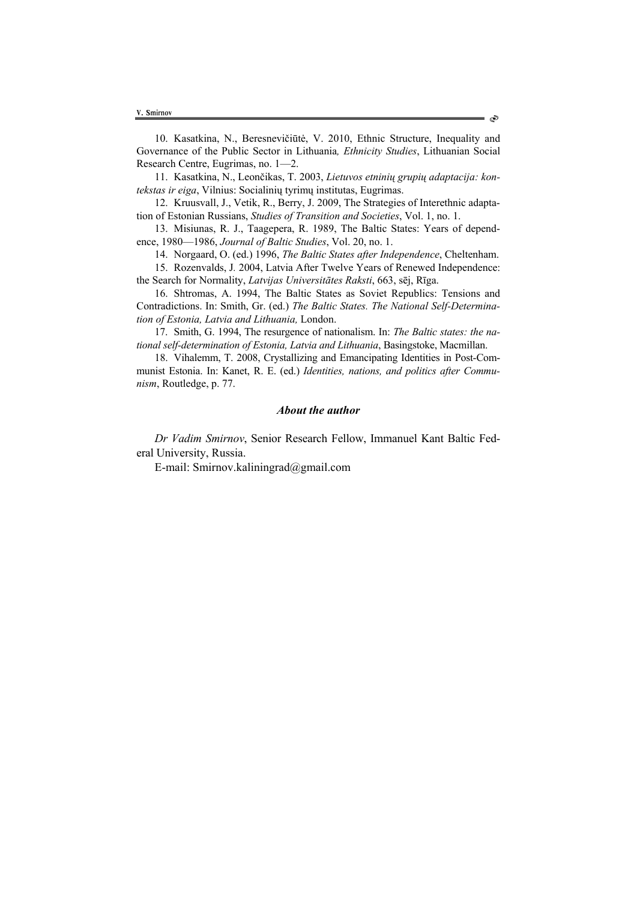10. Kasatkina, N., Beresnevičiūtė, V. 2010, Ethnic Structure, Inequality and Governance of the Public Sector in Lithuania*, Ethnicity Studies*, Lithuanian Social Research Centre, Eugrimas, no. 1—2.

11. Kasatkina, N., Leončikas, T. 2003, *Lietuvos etninių grupių adaptacija: kontekstas ir eiga*, Vilnius: Socialinių tyrimų institutas, Eugrimas.

12. Kruusvall, J., Vetik, R., Berry, J. 2009, The Strategies of Interethnic adaptation of Estonian Russians, *Studies of Transition and Societies*, Vol. 1, no. 1.

13. Misiunas, R. J., Taagepera, R. 1989, The Baltic States: Years of dependence, 1980—1986, *Journal of Baltic Studies*, Vol. 20, no. 1.

14. Norgaard, O. (ed.) 1996, *The Baltic States after Independence*, Cheltenham.

15. Rozenvalds, J*.* 2004, Latvia After Twelve Years of Renewed Independence: the Search for Normality, *Latvijas Universitātes Raksti*, 663, sēj, Rīga.

16. Shtromas, A. 1994, The Baltic States as Soviet Republics: Tensions and Contradictions. In: Smith, Gr. (ed.) *The Baltic States. The National Self-Determination of Estonia, Latvia and Lithuania,* London.

17. Smith, G. 1994, The resurgence of nationalism. In: *The Baltic states: the national self-determination of Estonia, Latvia and Lithuania*, Basingstoke, Macmillan.

18. Vihalemm, T. 2008, Crystallizing and Emancipating Identities in Post-Communist Estonia. In: Kanet, R. E. (ed.) *Identities, nations, and politics after Communism*, Routledge, p. 77.

### *About the author*

*Dr Vadim Smirnov*, Senior Research Fellow, Immanuel Kant Baltic Federal University, Russia.

E-mail: Smirnov.kaliningrad@gmail.com